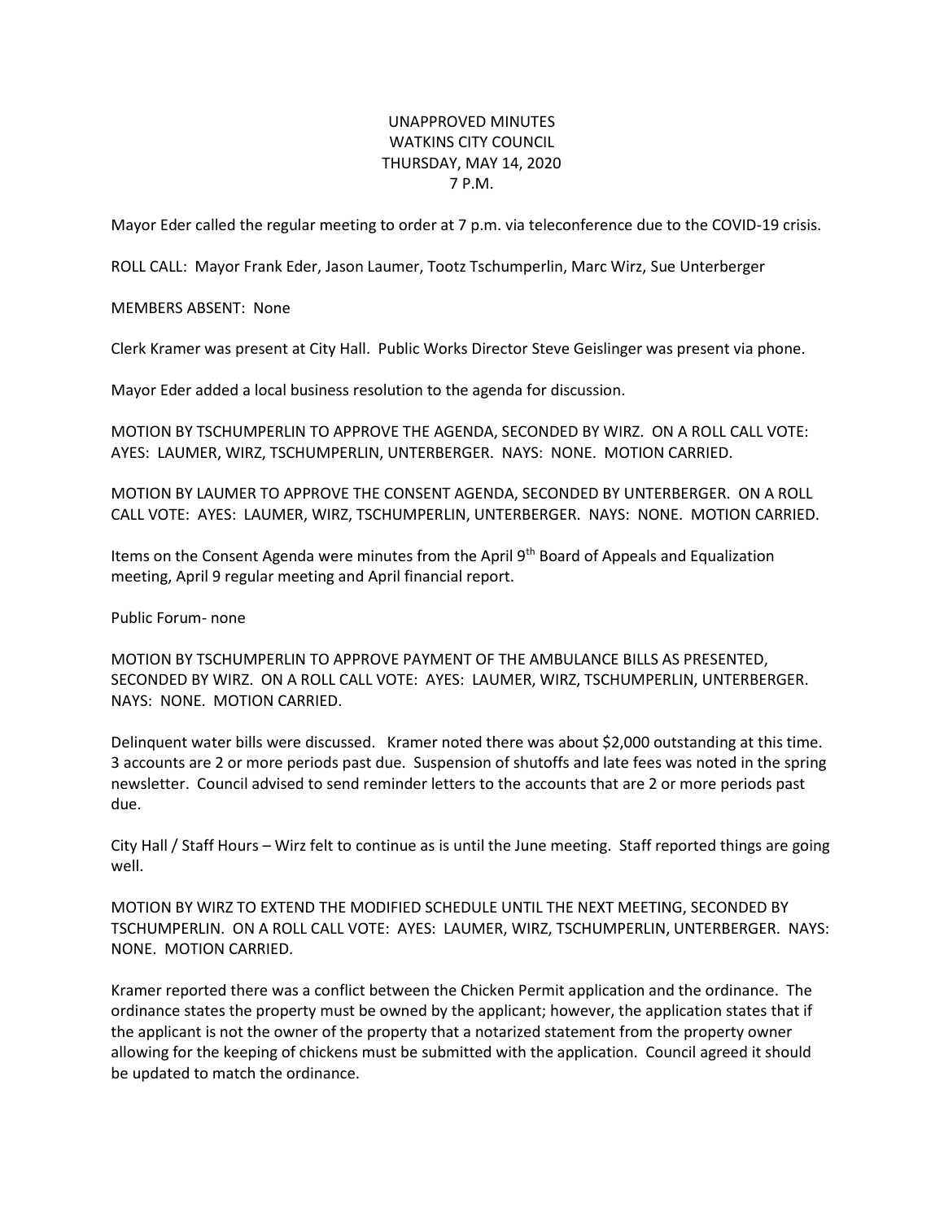# UNAPPROVED MINUTES
# WATKINS CITY COUNCIL
# THURSDAY, MAY 14, 2020
# 7 P.M.

Mayor Eder called the regular meeting to order at 7 p.m. via teleconference due to the COVID-19 crisis.

ROLL CALL: Mayor Frank Eder, Jason Laumer, Tootz Tschumperlin, Marc Wirz, Sue Unterberger

MEMBERS ABSENT: None

Clerk Kramer was present at City Hall. Public Works Director Steve Geislinger was present via phone.

Mayor Eder added a local business resolution to the agenda for discussion.

MOTION BY TSCHUMPERLIN TO APPROVE THE AGENDA, SECONDED BY WIRZ. ON A ROLL CALL VOTE: AYES: LAUMER, WIRZ, TSCHUMPERLIN, UNTERBERGER. NAYS: NONE. MOTION CARRIED.

MOTION BY LAUMER TO APPROVE THE CONSENT AGENDA, SECONDED BY UNTERBERGER. ON A ROLL CALL VOTE: AYES: LAUMER, WIRZ, TSCHUMPERLIN, UNTERBERGER. NAYS: NONE. MOTION CARRIED.

Items on the Consent Agenda were minutes from the April 9th Board of Appeals and Equalization meeting, April 9 regular meeting and April financial report.

Public Forum- none

MOTION BY TSCHUMPERLIN TO APPROVE PAYMENT OF THE AMBULANCE BILLS AS PRESENTED, SECONDED BY WIRZ. ON A ROLL CALL VOTE: AYES: LAUMER, WIRZ, TSCHUMPERLIN, UNTERBERGER. NAYS: NONE. MOTION CARRIED.

Delinquent water bills were discussed. Kramer noted there was about $2,000 outstanding at this time. 3 accounts are 2 or more periods past due. Suspension of shutoffs and late fees was noted in the spring newsletter. Council advised to send reminder letters to the accounts that are 2 or more periods past due.

City Hall / Staff Hours – Wirz felt to continue as is until the June meeting. Staff reported things are going well.

MOTION BY WIRZ TO EXTEND THE MODIFIED SCHEDULE UNTIL THE NEXT MEETING, SECONDED BY TSCHUMPERLIN. ON A ROLL CALL VOTE: AYES: LAUMER, WIRZ, TSCHUMPERLIN, UNTERBERGER. NAYS: NONE. MOTION CARRIED.

Kramer reported there was a conflict between the Chicken Permit application and the ordinance. The ordinance states the property must be owned by the applicant; however, the application states that if the applicant is not the owner of the property that a notarized statement from the property owner allowing for the keeping of chickens must be submitted with the application. Council agreed it should be updated to match the ordinance.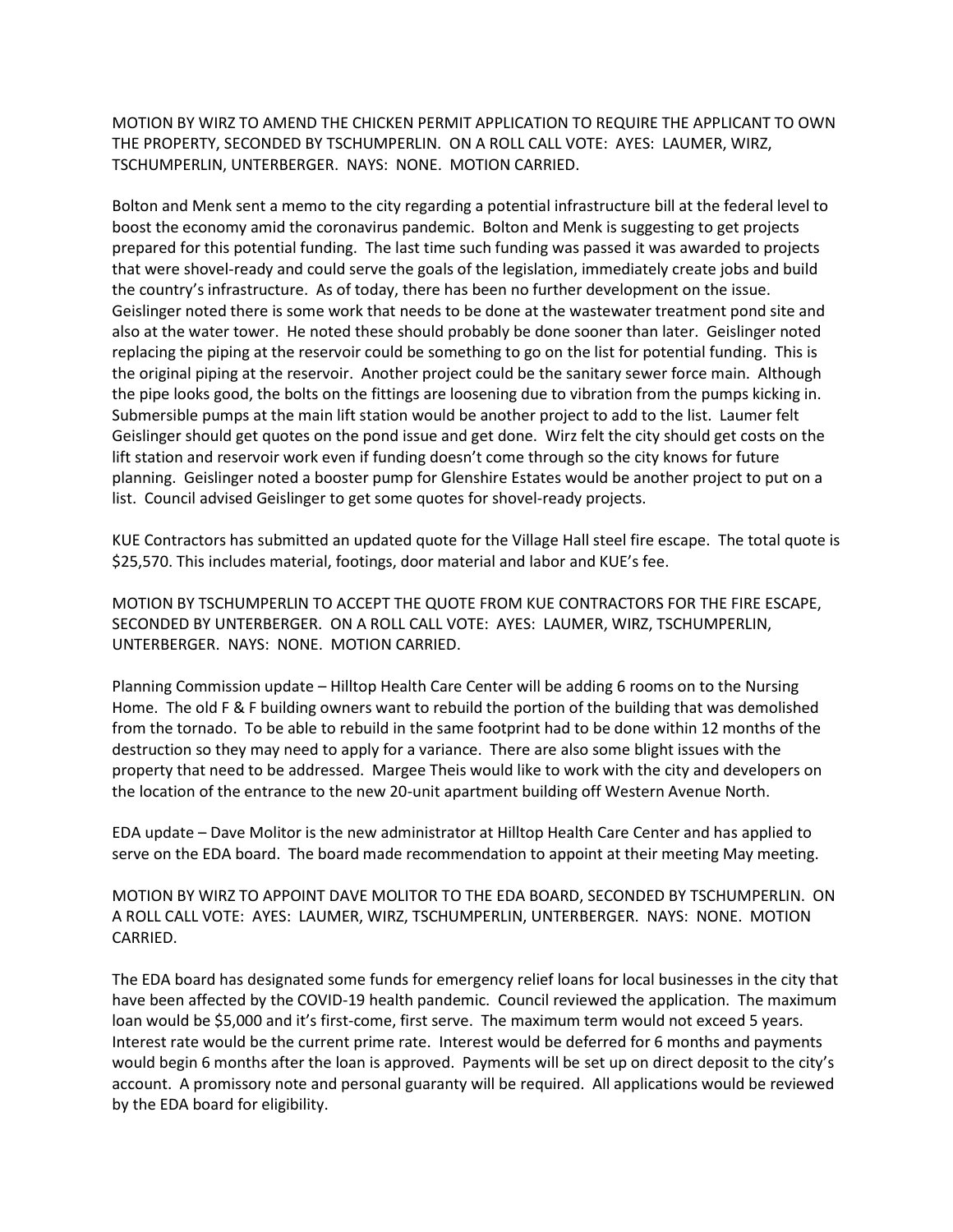MOTION BY WIRZ TO AMEND THE CHICKEN PERMIT APPLICATION TO REQUIRE THE APPLICANT TO OWN THE PROPERTY, SECONDED BY TSCHUMPERLIN. ON A ROLL CALL VOTE: AYES: LAUMER, WIRZ, TSCHUMPERLIN, UNTERBERGER. NAYS: NONE. MOTION CARRIED.

Bolton and Menk sent a memo to the city regarding a potential infrastructure bill at the federal level to boost the economy amid the coronavirus pandemic. Bolton and Menk is suggesting to get projects prepared for this potential funding. The last time such funding was passed it was awarded to projects that were shovel-ready and could serve the goals of the legislation, immediately create jobs and build the country's infrastructure. As of today, there has been no further development on the issue. Geislinger noted there is some work that needs to be done at the wastewater treatment pond site and also at the water tower. He noted these should probably be done sooner than later. Geislinger noted replacing the piping at the reservoir could be something to go on the list for potential funding. This is the original piping at the reservoir. Another project could be the sanitary sewer force main. Although the pipe looks good, the bolts on the fittings are loosening due to vibration from the pumps kicking in. Submersible pumps at the main lift station would be another project to add to the list. Laumer felt Geislinger should get quotes on the pond issue and get done. Wirz felt the city should get costs on the lift station and reservoir work even if funding doesn't come through so the city knows for future planning. Geislinger noted a booster pump for Glenshire Estates would be another project to put on a list. Council advised Geislinger to get some quotes for shovel-ready projects.

KUE Contractors has submitted an updated quote for the Village Hall steel fire escape. The total quote is $25,570. This includes material, footings, door material and labor and KUE's fee.

MOTION BY TSCHUMPERLIN TO ACCEPT THE QUOTE FROM KUE CONTRACTORS FOR THE FIRE ESCAPE, SECONDED BY UNTERBERGER. ON A ROLL CALL VOTE: AYES: LAUMER, WIRZ, TSCHUMPERLIN, UNTERBERGER. NAYS: NONE. MOTION CARRIED.

Planning Commission update – Hilltop Health Care Center will be adding 6 rooms on to the Nursing Home. The old F & F building owners want to rebuild the portion of the building that was demolished from the tornado. To be able to rebuild in the same footprint had to be done within 12 months of the destruction so they may need to apply for a variance. There are also some blight issues with the property that need to be addressed. Margee Theis would like to work with the city and developers on the location of the entrance to the new 20-unit apartment building off Western Avenue North.

EDA update – Dave Molitor is the new administrator at Hilltop Health Care Center and has applied to serve on the EDA board. The board made recommendation to appoint at their meeting May meeting.

MOTION BY WIRZ TO APPOINT DAVE MOLITOR TO THE EDA BOARD, SECONDED BY TSCHUMPERLIN. ON A ROLL CALL VOTE: AYES: LAUMER, WIRZ, TSCHUMPERLIN, UNTERBERGER. NAYS: NONE. MOTION CARRIED.

The EDA board has designated some funds for emergency relief loans for local businesses in the city that have been affected by the COVID-19 health pandemic. Council reviewed the application. The maximum loan would be $5,000 and it's first-come, first serve. The maximum term would not exceed 5 years. Interest rate would be the current prime rate. Interest would be deferred for 6 months and payments would begin 6 months after the loan is approved. Payments will be set up on direct deposit to the city's account. A promissory note and personal guaranty will be required. All applications would be reviewed by the EDA board for eligibility.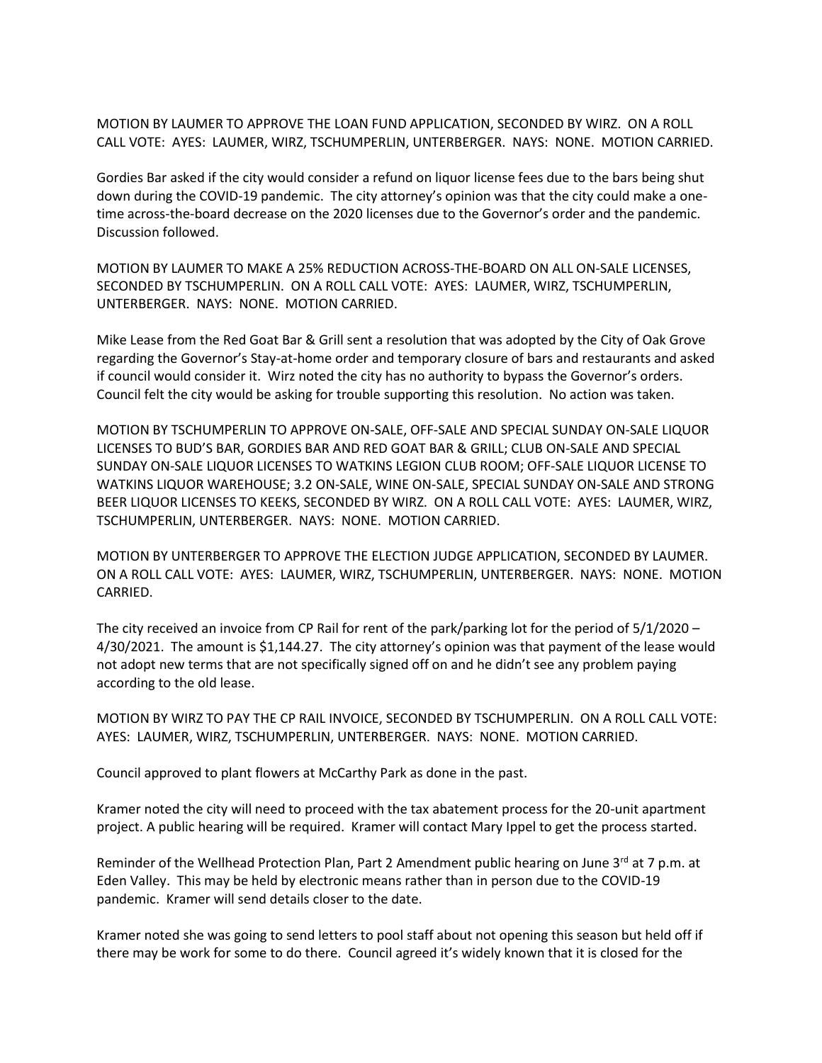MOTION BY LAUMER TO APPROVE THE LOAN FUND APPLICATION, SECONDED BY WIRZ. ON A ROLL CALL VOTE: AYES: LAUMER, WIRZ, TSCHUMPERLIN, UNTERBERGER. NAYS: NONE. MOTION CARRIED.

Gordies Bar asked if the city would consider a refund on liquor license fees due to the bars being shut down during the COVID-19 pandemic. The city attorney's opinion was that the city could make a one-time across-the-board decrease on the 2020 licenses due to the Governor's order and the pandemic. Discussion followed.

MOTION BY LAUMER TO MAKE A 25% REDUCTION ACROSS-THE-BOARD ON ALL ON-SALE LICENSES, SECONDED BY TSCHUMPERLIN. ON A ROLL CALL VOTE: AYES: LAUMER, WIRZ, TSCHUMPERLIN, UNTERBERGER. NAYS: NONE. MOTION CARRIED.

Mike Lease from the Red Goat Bar & Grill sent a resolution that was adopted by the City of Oak Grove regarding the Governor's Stay-at-home order and temporary closure of bars and restaurants and asked if council would consider it. Wirz noted the city has no authority to bypass the Governor's orders. Council felt the city would be asking for trouble supporting this resolution. No action was taken.

MOTION BY TSCHUMPERLIN TO APPROVE ON-SALE, OFF-SALE AND SPECIAL SUNDAY ON-SALE LIQUOR LICENSES TO BUD'S BAR, GORDIES BAR AND RED GOAT BAR & GRILL; CLUB ON-SALE AND SPECIAL SUNDAY ON-SALE LIQUOR LICENSES TO WATKINS LEGION CLUB ROOM; OFF-SALE LIQUOR LICENSE TO WATKINS LIQUOR WAREHOUSE; 3.2 ON-SALE, WINE ON-SALE, SPECIAL SUNDAY ON-SALE AND STRONG BEER LIQUOR LICENSES TO KEEKS, SECONDED BY WIRZ. ON A ROLL CALL VOTE: AYES: LAUMER, WIRZ, TSCHUMPERLIN, UNTERBERGER. NAYS: NONE. MOTION CARRIED.

MOTION BY UNTERBERGER TO APPROVE THE ELECTION JUDGE APPLICATION, SECONDED BY LAUMER. ON A ROLL CALL VOTE: AYES: LAUMER, WIRZ, TSCHUMPERLIN, UNTERBERGER. NAYS: NONE. MOTION CARRIED.

The city received an invoice from CP Rail for rent of the park/parking lot for the period of 5/1/2020 – 4/30/2021. The amount is $1,144.27. The city attorney's opinion was that payment of the lease would not adopt new terms that are not specifically signed off on and he didn't see any problem paying according to the old lease.

MOTION BY WIRZ TO PAY THE CP RAIL INVOICE, SECONDED BY TSCHUMPERLIN. ON A ROLL CALL VOTE: AYES: LAUMER, WIRZ, TSCHUMPERLIN, UNTERBERGER. NAYS: NONE. MOTION CARRIED.

Council approved to plant flowers at McCarthy Park as done in the past.

Kramer noted the city will need to proceed with the tax abatement process for the 20-unit apartment project. A public hearing will be required. Kramer will contact Mary Ippel to get the process started.

Reminder of the Wellhead Protection Plan, Part 2 Amendment public hearing on June 3rd at 7 p.m. at Eden Valley. This may be held by electronic means rather than in person due to the COVID-19 pandemic. Kramer will send details closer to the date.

Kramer noted she was going to send letters to pool staff about not opening this season but held off if there may be work for some to do there. Council agreed it's widely known that it is closed for the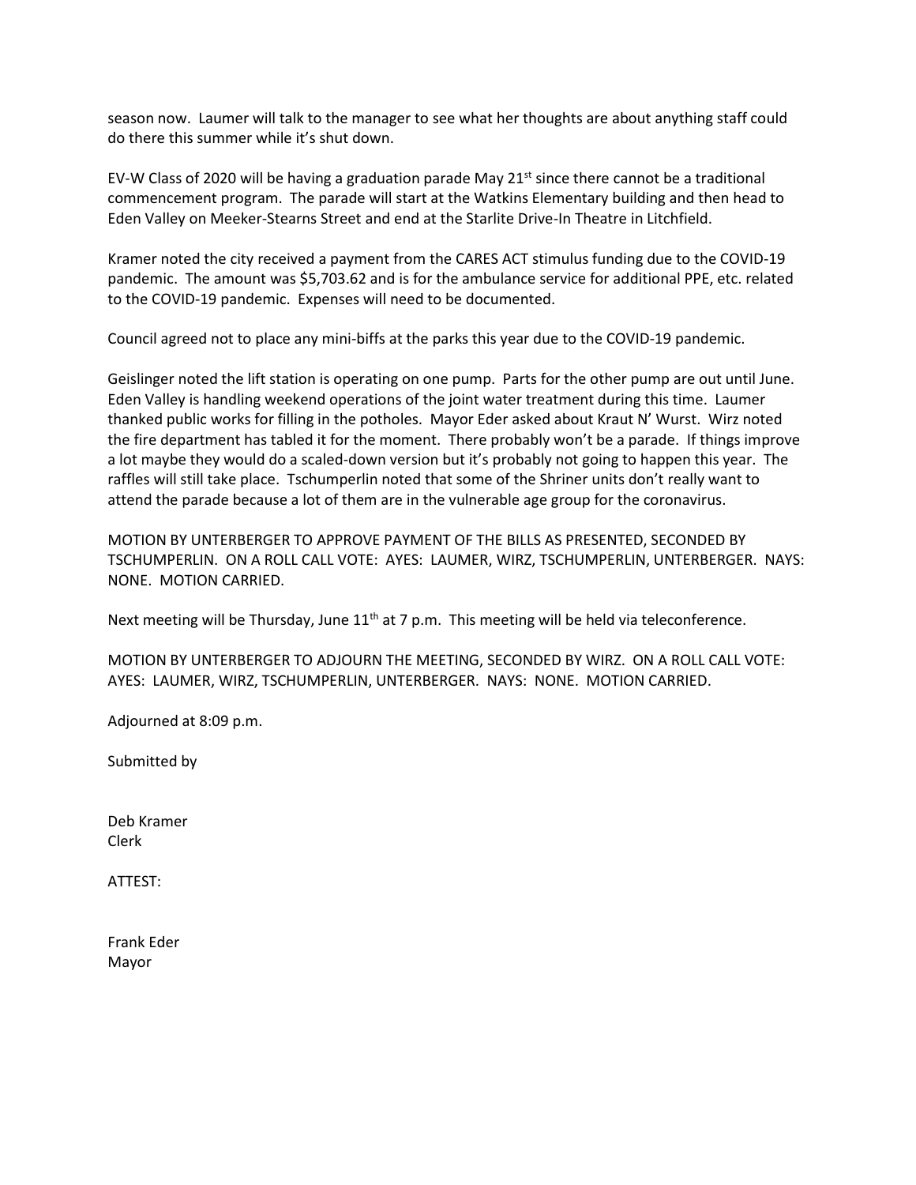season now. Laumer will talk to the manager to see what her thoughts are about anything staff could do there this summer while it's shut down.

EV-W Class of 2020 will be having a graduation parade May 21st since there cannot be a traditional commencement program. The parade will start at the Watkins Elementary building and then head to Eden Valley on Meeker-Stearns Street and end at the Starlite Drive-In Theatre in Litchfield.

Kramer noted the city received a payment from the CARES ACT stimulus funding due to the COVID-19 pandemic. The amount was $5,703.62 and is for the ambulance service for additional PPE, etc. related to the COVID-19 pandemic. Expenses will need to be documented.

Council agreed not to place any mini-biffs at the parks this year due to the COVID-19 pandemic.

Geislinger noted the lift station is operating on one pump. Parts for the other pump are out until June. Eden Valley is handling weekend operations of the joint water treatment during this time. Laumer thanked public works for filling in the potholes. Mayor Eder asked about Kraut N' Wurst. Wirz noted the fire department has tabled it for the moment. There probably won't be a parade. If things improve a lot maybe they would do a scaled-down version but it's probably not going to happen this year. The raffles will still take place. Tschumperlin noted that some of the Shriner units don't really want to attend the parade because a lot of them are in the vulnerable age group for the coronavirus.

MOTION BY UNTERBERGER TO APPROVE PAYMENT OF THE BILLS AS PRESENTED, SECONDED BY TSCHUMPERLIN. ON A ROLL CALL VOTE: AYES: LAUMER, WIRZ, TSCHUMPERLIN, UNTERBERGER. NAYS: NONE. MOTION CARRIED.

Next meeting will be Thursday, June 11th at 7 p.m. This meeting will be held via teleconference.

MOTION BY UNTERBERGER TO ADJOURN THE MEETING, SECONDED BY WIRZ. ON A ROLL CALL VOTE: AYES: LAUMER, WIRZ, TSCHUMPERLIN, UNTERBERGER. NAYS: NONE. MOTION CARRIED.

Adjourned at 8:09 p.m.

Submitted by

Deb Kramer
Clerk

ATTEST:

Frank Eder
Mayor